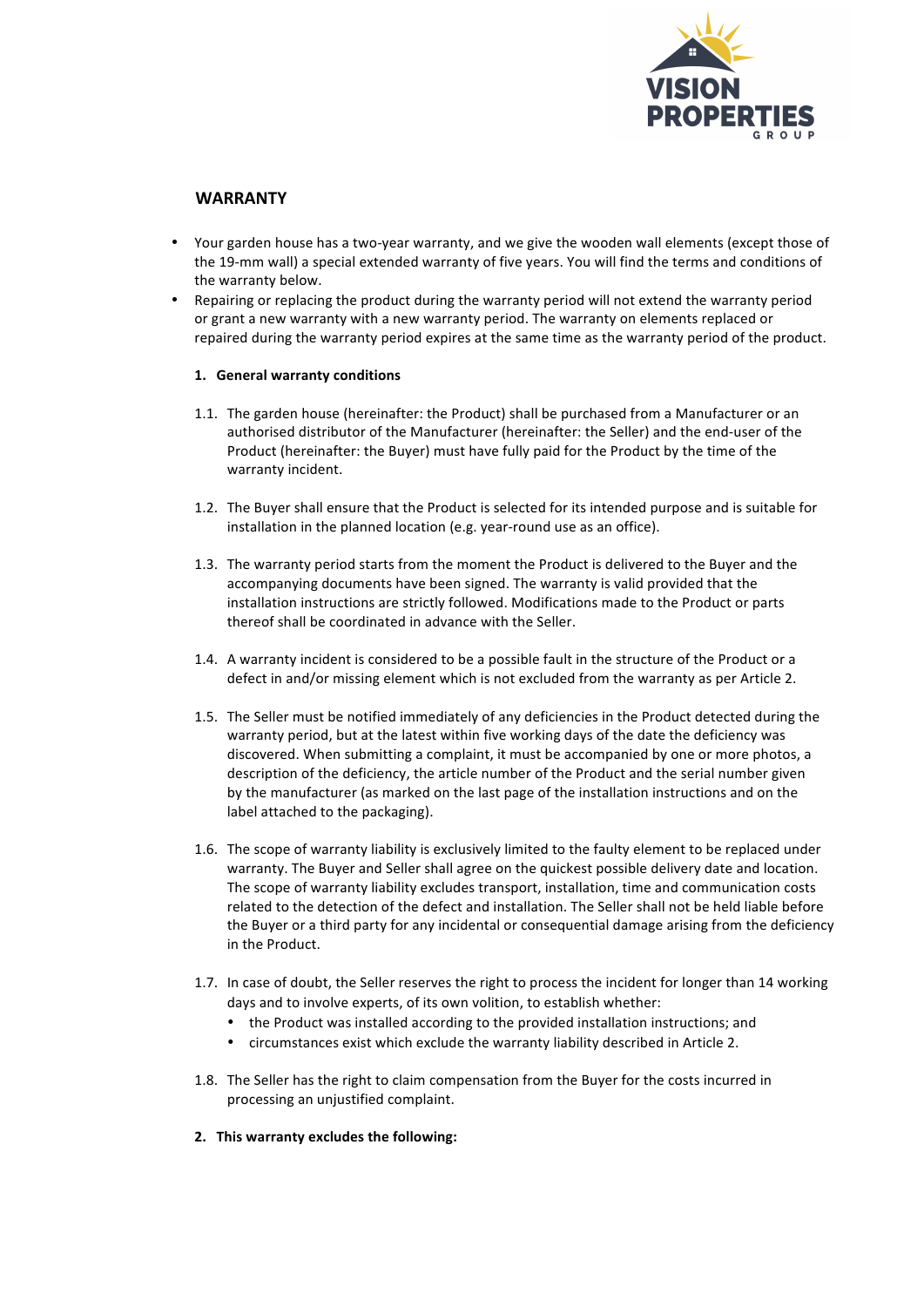VISION PROPERTIES GROUP

## WARRANTY

- Your garden house has a two-year warranty, and we give the wooden wall elements (except those of the 19-mm wall) a special extended warranty of five years. You will find the terms and conditions of the warranty below.
- Repairing or replacing the product during the warranty period will not extend the warranty period or grant a new warranty with a new warranty period. The warranty on elements replaced or repaired during the warranty period expires at the same time as the warranty period of the product.

### 1. General warranty conditions

1.1. The garden house (hereinafter: the Product) shall be purchased from a Manufacturer or an authorised distributor of the Manufacturer (hereinafter: the Seller) and the end-user of the Product (hereinafter: the Buyer) must have fully paid for the Product by the time of the warranty incident.

1.2. The Buyer shall ensure that the Product is selected for its intended purpose and is suitable for installation in the planned location (e.g. year-round use as an office).

1.3. The warranty period starts from the moment the Product is delivered to the Buyer and the accompanying documents have been signed. The warranty is valid provided that the installation instructions are strictly followed. Modifications made to the Product or parts thereof shall be coordinated in advance with the Seller.

1.4. A warranty incident is considered to be a possible fault in the structure of the Product or a defect in and/or missing element which is not excluded from the warranty as per Article 2.

1.5. The Seller must be notified immediately of any deficiencies in the Product detected during the warranty period, but at the latest within five working days of the date the deficiency was discovered. When submitting a complaint, it must be accompanied by one or more photos, a description of the deficiency, the article number of the Product and the serial number given by the manufacturer (as marked on the last page of the installation instructions and on the label attached to the packaging).

1.6. The scope of warranty liability is exclusively limited to the faulty element to be replaced under warranty. The Buyer and Seller shall agree on the quickest possible delivery date and location. The scope of warranty liability excludes transport, installation, time and communication costs related to the detection of the defect and installation. The Seller shall not be held liable before the Buyer or a third party for any incidental or consequential damage arising from the deficiency in the Product.

1.7. In case of doubt, the Seller reserves the right to process the incident for longer than 14 working days and to involve experts, of its own volition, to establish whether:
- the Product was installed according to the provided installation instructions; and
- circumstances exist which exclude the warranty liability described in Article 2.

1.8. The Seller has the right to claim compensation from the Buyer for the costs incurred in processing an unjustified complaint.

### 2. This warranty excludes the following: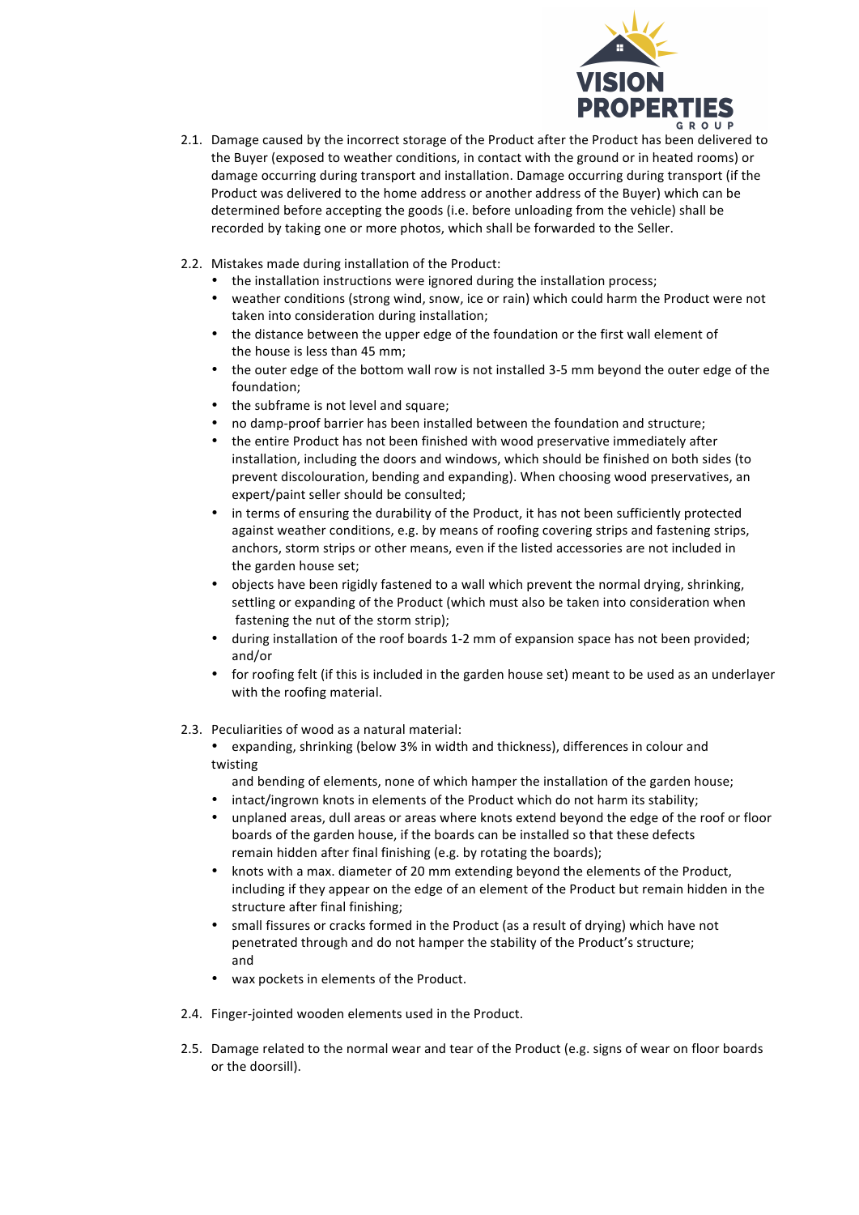2.1. Damage caused by the incorrect storage of the Product after the Product has been delivered to the Buyer (exposed to weather conditions, in contact with the ground or in heated rooms) or damage occurring during transport and installation. Damage occurring during transport (if the Product was delivered to the home address or another address of the Buyer) which can be determined before accepting the goods (i.e. before unloading from the vehicle) shall be recorded by taking one or more photos, which shall be forwarded to the Seller.

2.2. Mistakes made during installation of the Product:

- the installation instructions were ignored during the installation process;
- weather conditions (strong wind, snow, ice or rain) which could harm the Product were not taken into consideration during installation;
- the distance between the upper edge of the foundation or the first wall element of the house is less than 45 mm;
- the outer edge of the bottom wall row is not installed 3-5 mm beyond the outer edge of the foundation;
- the subframe is not level and square;
- no damp-proof barrier has been installed between the foundation and structure;
- the entire Product has not been finished with wood preservative immediately after installation, including the doors and windows, which should be finished on both sides (to prevent discolouration, bending and expanding). When choosing wood preservatives, an expert/paint seller should be consulted;
- in terms of ensuring the durability of the Product, it has not been sufficiently protected against weather conditions, e.g. by means of roofing covering strips and fastening strips, anchors, storm strips or other means, even if the listed accessories are not included in the garden house set;
- objects have been rigidly fastened to a wall which prevent the normal drying, shrinking, settling or expanding of the Product (which must also be taken into consideration when fastening the nut of the storm strip);
- during installation of the roof boards 1-2 mm of expansion space has not been provided; and/or
- for roofing felt (if this is included in the garden house set) meant to be used as an underlayer with the roofing material.

2.3. Peculiarities of wood as a natural material:

- expanding, shrinking (below 3% in width and thickness), differences in colour and twisting and bending of elements, none of which hamper the installation of the garden house;
- intact/ingrown knots in elements of the Product which do not harm its stability;
- unplaned areas, dull areas or areas where knots extend beyond the edge of the roof or floor boards of the garden house, if the boards can be installed so that these defects remain hidden after final finishing (e.g. by rotating the boards);
- knots with a max. diameter of 20 mm extending beyond the elements of the Product, including if they appear on the edge of an element of the Product but remain hidden in the structure after final finishing;
- small fissures or cracks formed in the Product (as a result of drying) which have not penetrated through and do not hamper the stability of the Product's structure; and
- wax pockets in elements of the Product.

2.4. Finger-jointed wooden elements used in the Product.

2.5. Damage related to the normal wear and tear of the Product (e.g. signs of wear on floor boards or the doorsill).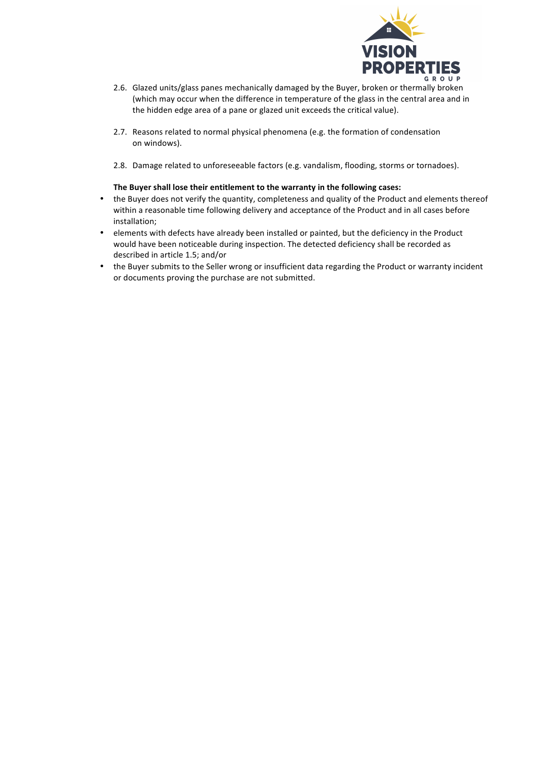2.6. Glazed units/glass panes mechanically damaged by the Buyer, broken or thermally broken (which may occur when the difference in temperature of the glass in the central area and in the hidden edge area of a pane or glazed unit exceeds the critical value).

2.7. Reasons related to normal physical phenomena (e.g. the formation of condensation on windows).

2.8. Damage related to unforeseeable factors (e.g. vandalism, flooding, storms or tornadoes).

**The Buyer shall lose their entitlement to the warranty in the following cases:**

- the Buyer does not verify the quantity, completeness and quality of the Product and elements thereof within a reasonable time following delivery and acceptance of the Product and in all cases before installation;
- elements with defects have already been installed or painted, but the deficiency in the Product would have been noticeable during inspection. The detected deficiency shall be recorded as described in article 1.5; and/or
- the Buyer submits to the Seller wrong or insufficient data regarding the Product or warranty incident or documents proving the purchase are not submitted.